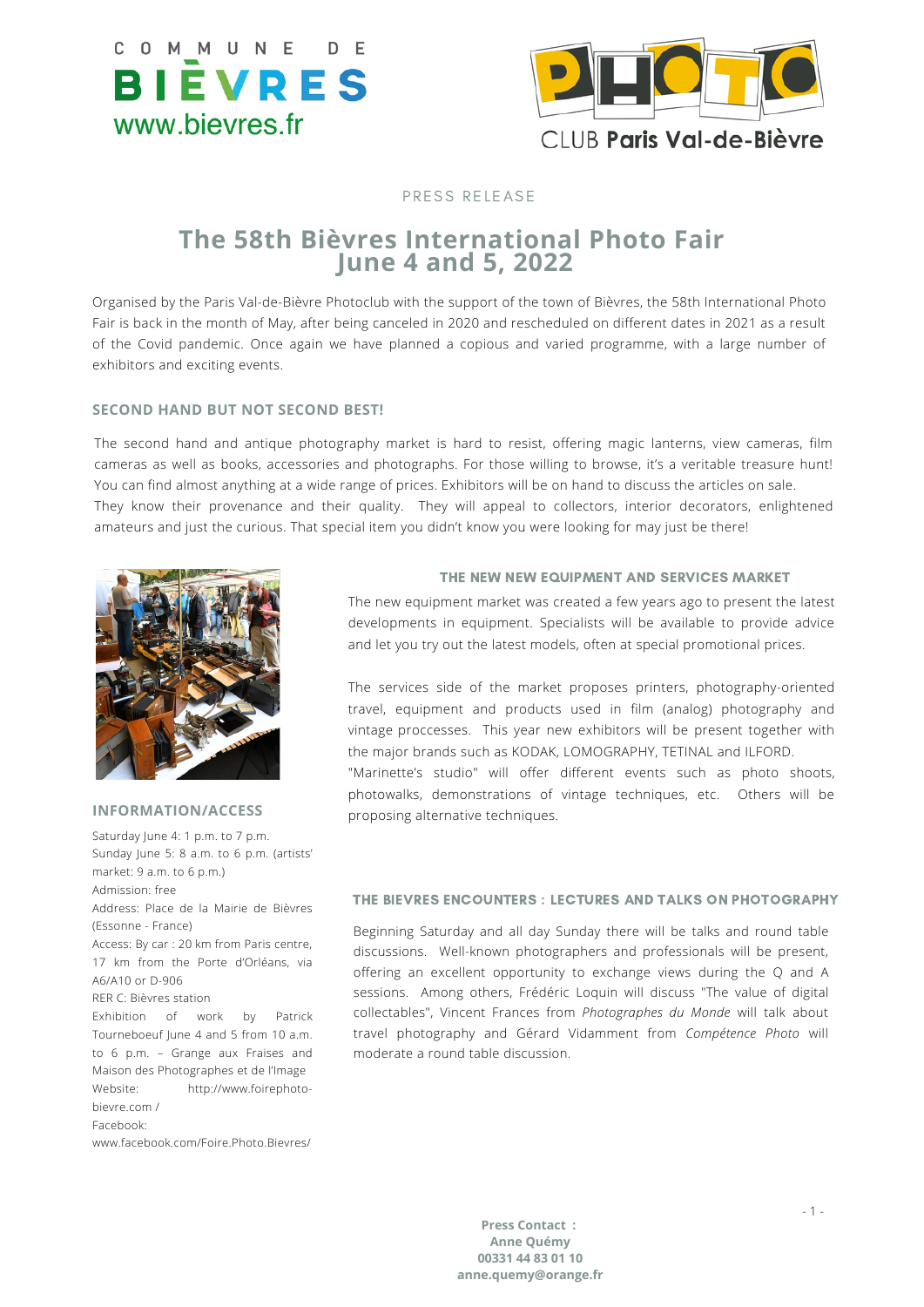COMMUNE DE BIÈVRES
www.bievres.fr

PHOTO CLUB Paris Val-de-Bièvre

PRESS RELEASE

# The 58th Bièvres International Photo Fair June 4 and 5, 2022

Organised by the Paris Val-de-Bièvre Photoclub with the support of the town of Bièvres, the 58th International Photo Fair is back in the month of May, after being canceled in 2020 and rescheduled on different dates in 2021 as a result of the Covid pandemic. Once again we have planned a copious and varied programme, with a large number of exhibitors and exciting events.

## SECOND HAND BUT NOT SECOND BEST!

The second hand and antique photography market is hard to resist, offering magic lanterns, view cameras, film cameras as well as books, accessories and photographs. For those willing to browse, it's a veritable treasure hunt! You can find almost anything at a wide range of prices. Exhibitors will be on hand to discuss the articles on sale. They know their provenance and their quality. They will appeal to collectors, interior decorators, enlightened amateurs and just the curious. That special item you didn't know you were looking for may just be there!

## THE NEW NEW EQUIPMENT AND SERVICES MARKET

The new equipment market was created a few years ago to present the latest developments in equipment. Specialists will be available to provide advice and let you try out the latest models, often at special promotional prices.

The services side of the market proposes printers, photography-oriented travel, equipment and products used in film (analog) photography and vintage proccesses. This year new exhibitors will be present together with the major brands such as KODAK, LOMOGRAPHY, TETINAL and ILFORD. "Marinette's studio" will offer different events such as photo shoots, photowalks, demonstrations of vintage techniques, etc. Others will be proposing alternative techniques.

## THE BIEVRES ENCOUNTERS : LECTURES AND TALKS ON PHOTOGRAPHY

Beginning Saturday and all day Sunday there will be talks and round table discussions. Well-known photographers and professionals will be present, offering an excellent opportunity to exchange views during the Q and A sessions. Among others, Frédéric Loquin will discuss "The value of digital collectables", Vincent Frances from *Photographes du Monde* will talk about travel photography and Gérard Vidamment from *Compétence Photo* will moderate a round table discussion.

## INFORMATION/ACCESS

Saturday June 4: 1 p.m. to 7 p.m.
Sunday June 5: 8 a.m. to 6 p.m. (artists' market: 9 a.m. to 6 p.m.)
Admission: free
Address: Place de la Mairie de Bièvres (Essonne - France)
Access: By car : 20 km from Paris centre, 17 km from the Porte d'Orléans, via A6/A10 or D-906
RER C: Bièvres station
Exhibition of work by Patrick Tourneboeuf June 4 and 5 from 10 a.m. to 6 p.m. – Grange aux Fraises and Maison des Photographes et de l'Image
Website: http://www.foirephoto-bievre.com /
Facebook: www.facebook.com/Foire.Photo.Bievres/

**Press Contact :**
**Anne Quémy**
**00331 44 83 01 10**
**anne.quemy@orange.fr**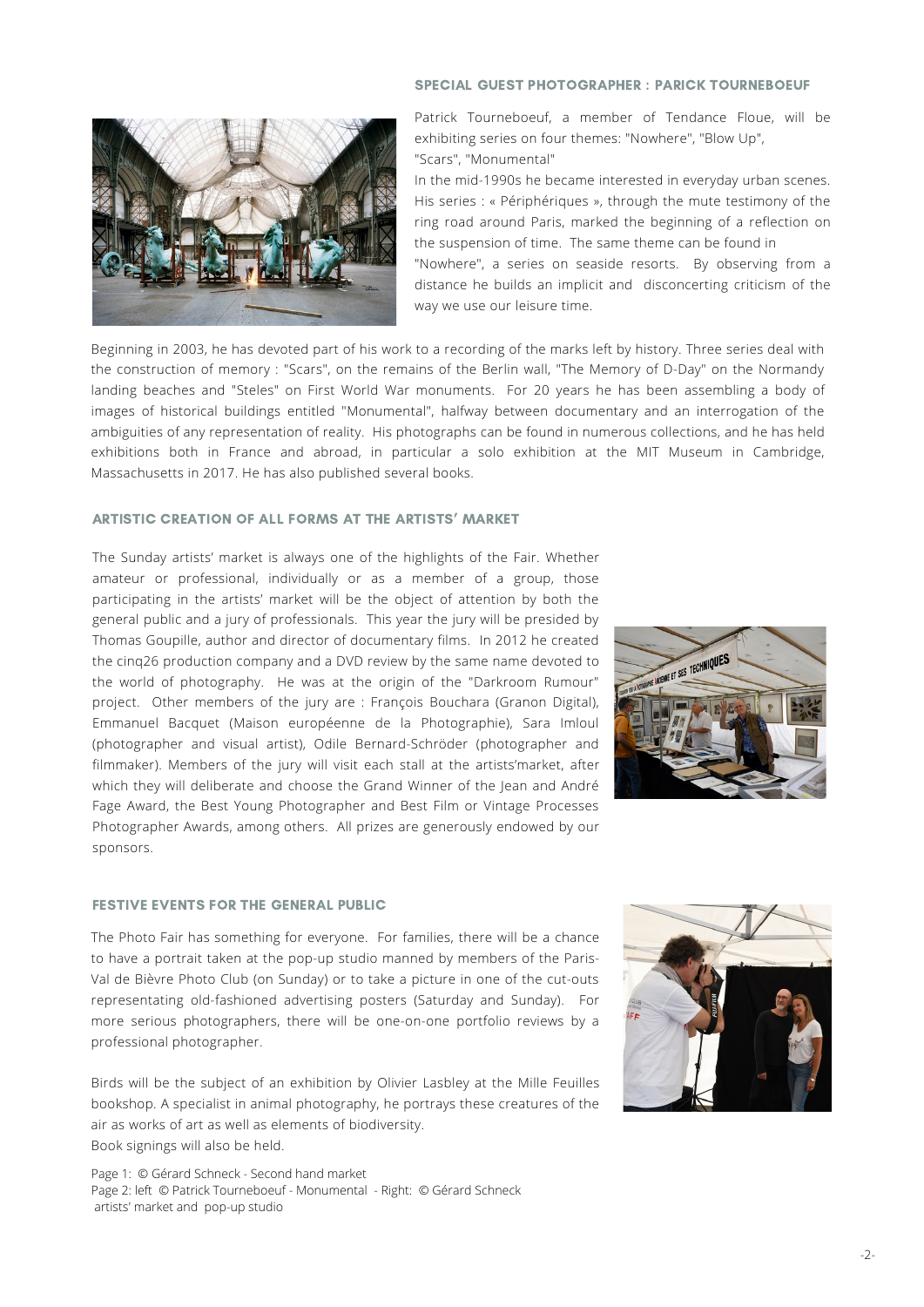## SPECIAL GUEST PHOTOGRAPHER : PARICK TOURNEBOEUF

Patrick Tourneboeuf, a member of Tendance Floue, will be exhibiting series on four themes: "Nowhere", "Blow Up", "Scars", "Monumental"

In the mid-1990s he became interested in everyday urban scenes. His series : « Périphériques », through the mute testimony of the ring road around Paris, marked the beginning of a reflection on the suspension of time. The same theme can be found in "Nowhere", a series on seaside resorts. By observing from a distance he builds an implicit and disconcerting criticism of the way we use our leisure time.

Beginning in 2003, he has devoted part of his work to a recording of the marks left by history. Three series deal with the construction of memory : "Scars", on the remains of the Berlin wall, "The Memory of D-Day" on the Normandy landing beaches and "Steles" on First World War monuments. For 20 years he has been assembling a body of images of historical buildings entitled "Monumental", halfway between documentary and an interrogation of the ambiguities of any representation of reality. His photographs can be found in numerous collections, and he has held exhibitions both in France and abroad, in particular a solo exhibition at the MIT Museum in Cambridge, Massachusetts in 2017. He has also published several books.

## ARTISTIC CREATION OF ALL FORMS AT THE ARTISTS' MARKET

The Sunday artists' market is always one of the highlights of the Fair. Whether amateur or professional, individually or as a member of a group, those participating in the artists' market will be the object of attention by both the general public and a jury of professionals. This year the jury will be presided by Thomas Goupille, author and director of documentary films. In 2012 he created the cinq26 production company and a DVD review by the same name devoted to the world of photography. He was at the origin of the "Darkroom Rumour" project. Other members of the jury are : François Bouchara (Granon Digital), Emmanuel Bacquet (Maison européenne de la Photographie), Sara Imloul (photographer and visual artist), Odile Bernard-Schröder (photographer and filmmaker). Members of the jury will visit each stall at the artists'market, after which they will deliberate and choose the Grand Winner of the Jean and André Fage Award, the Best Young Photographer and Best Film or Vintage Processes Photographer Awards, among others. All prizes are generously endowed by our sponsors.

## FESTIVE EVENTS FOR THE GENERAL PUBLIC

The Photo Fair has something for everyone. For families, there will be a chance to have a portrait taken at the pop-up studio manned by members of the Paris-Val de Bièvre Photo Club (on Sunday) or to take a picture in one of the cut-outs representating old-fashioned advertising posters (Saturday and Sunday). For more serious photographers, there will be one-on-one portfolio reviews by a professional photographer.

Birds will be the subject of an exhibition by Olivier Lasbley at the Mille Feuilles bookshop. A specialist in animal photography, he portrays these creatures of the air as works of art as well as elements of biodiversity.
Book signings will also be held.

Page 1: © Gérard Schneck - Second hand market
Page 2: left © Patrick Tourneboeuf - Monumental - Right: © Gérard Schneck artists' market and pop-up studio